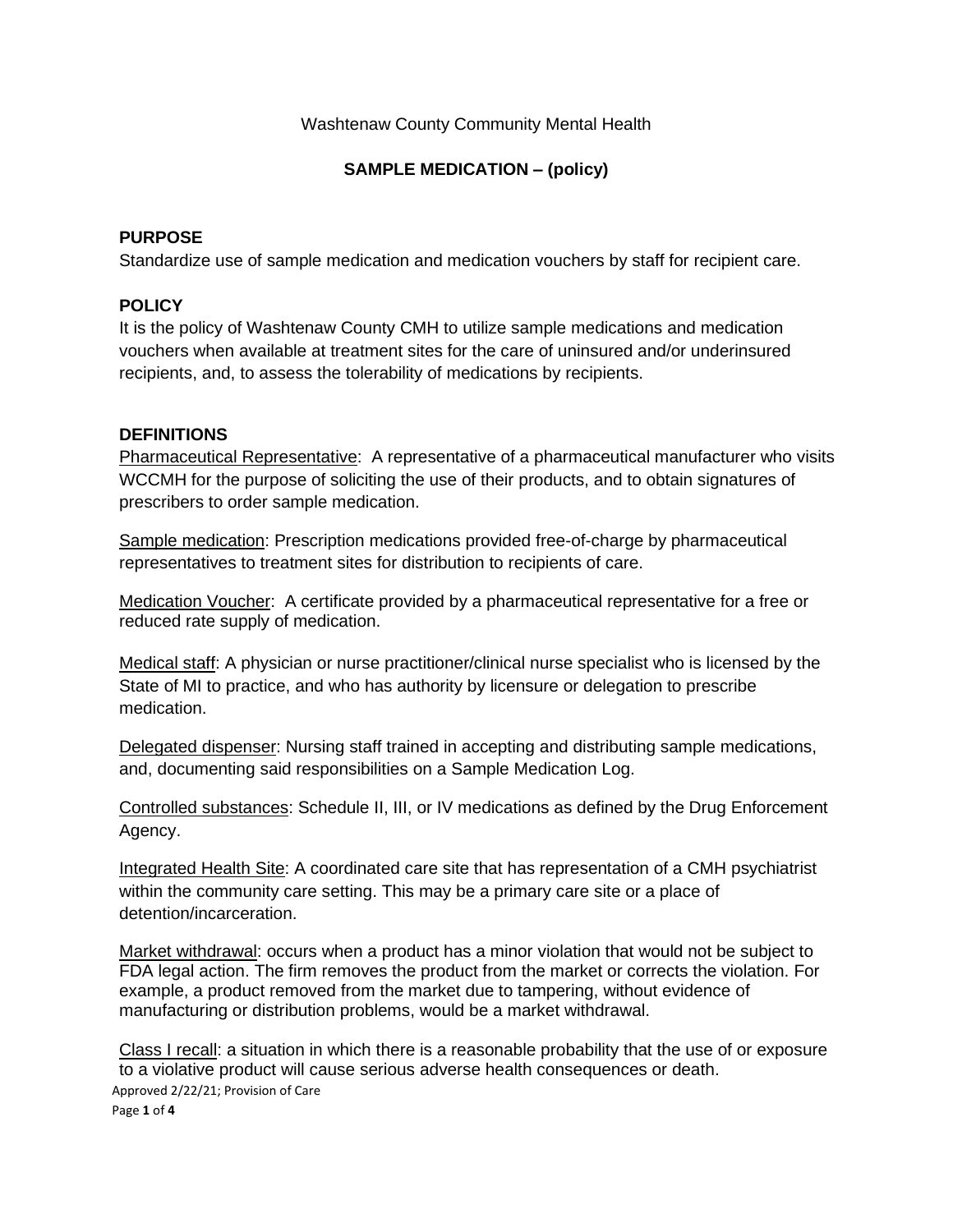Washtenaw County Community Mental Health

# SAMPLE MEDICATION – (policy)

## PURPOSE

Standardize use of sample medication and medication vouchers by staff for recipient care.

## POLICY

It is the policy of Washtenaw County CMH to utilize sample medications and medication vouchers when available at treatment sites for the care of uninsured and/or underinsured recipients, and, to assess the tolerability of medications by recipients.

## DEFINITIONS

Pharmaceutical Representative: A representative of a pharmaceutical manufacturer who visits WCCMH for the purpose of soliciting the use of their products, and to obtain signatures of prescribers to order sample medication.

Sample medication: Prescription medications provided free-of-charge by pharmaceutical representatives to treatment sites for distribution to recipients of care.

Medication Voucher: A certificate provided by a pharmaceutical representative for a free or reduced rate supply of medication.

Medical staff: A physician or nurse practitioner/clinical nurse specialist who is licensed by the State of MI to practice, and who has authority by licensure or delegation to prescribe medication.

Delegated dispenser: Nursing staff trained in accepting and distributing sample medications, and, documenting said responsibilities on a Sample Medication Log.

Controlled substances: Schedule II, III, or IV medications as defined by the Drug Enforcement Agency.

Integrated Health Site: A coordinated care site that has representation of a CMH psychiatrist within the community care setting. This may be a primary care site or a place of detention/incarceration.

Market withdrawal: occurs when a product has a minor violation that would not be subject to FDA legal action. The firm removes the product from the market or corrects the violation. For example, a product removed from the market due to tampering, without evidence of manufacturing or distribution problems, would be a market withdrawal.

Class I recall: a situation in which there is a reasonable probability that the use of or exposure to a violative product will cause serious adverse health consequences or death.

Approved 2/22/21; Provision of Care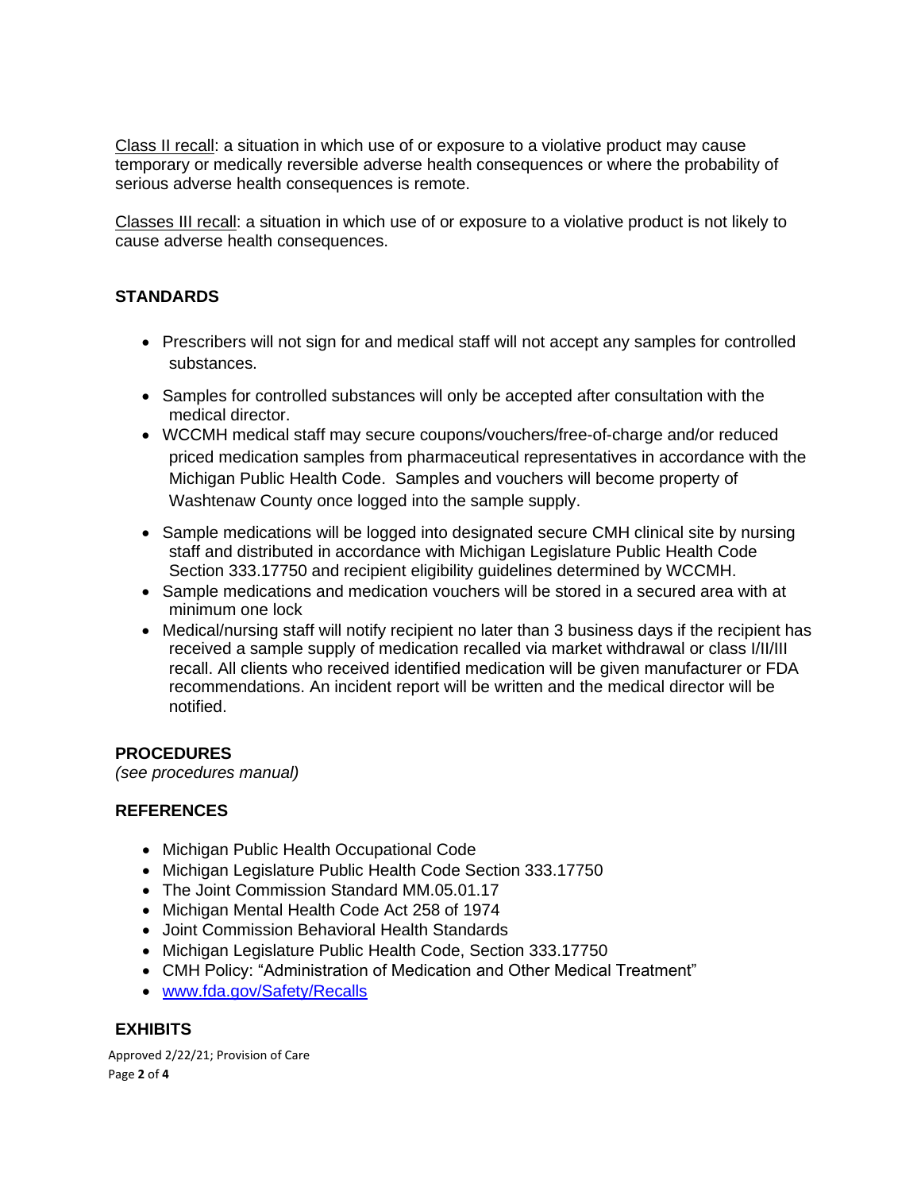Class II recall: a situation in which use of or exposure to a violative product may cause temporary or medically reversible adverse health consequences or where the probability of serious adverse health consequences is remote.

Classes III recall: a situation in which use of or exposure to a violative product is not likely to cause adverse health consequences.

## STANDARDS

- Prescribers will not sign for and medical staff will not accept any samples for controlled substances.
- Samples for controlled substances will only be accepted after consultation with the medical director.
- WCCMH medical staff may secure coupons/vouchers/free-of-charge and/or reduced priced medication samples from pharmaceutical representatives in accordance with the Michigan Public Health Code. Samples and vouchers will become property of Washtenaw County once logged into the sample supply.
- Sample medications will be logged into designated secure CMH clinical site by nursing staff and distributed in accordance with Michigan Legislature Public Health Code Section 333.17750 and recipient eligibility guidelines determined by WCCMH.
- Sample medications and medication vouchers will be stored in a secured area with at minimum one lock
- Medical/nursing staff will notify recipient no later than 3 business days if the recipient has received a sample supply of medication recalled via market withdrawal or class I/II/III recall. All clients who received identified medication will be given manufacturer or FDA recommendations. An incident report will be written and the medical director will be notified.

## PROCEDURES

*(see procedures manual)*

## REFERENCES

- Michigan Public Health Occupational Code
- Michigan Legislature Public Health Code Section 333.17750
- The Joint Commission Standard MM.05.01.17
- Michigan Mental Health Code Act 258 of 1974
- Joint Commission Behavioral Health Standards
- Michigan Legislature Public Health Code, Section 333.17750
- CMH Policy: "Administration of Medication and Other Medical Treatment"
- www.fda.gov/Safety/Recalls

## EXHIBITS

Approved 2/22/21; Provision of Care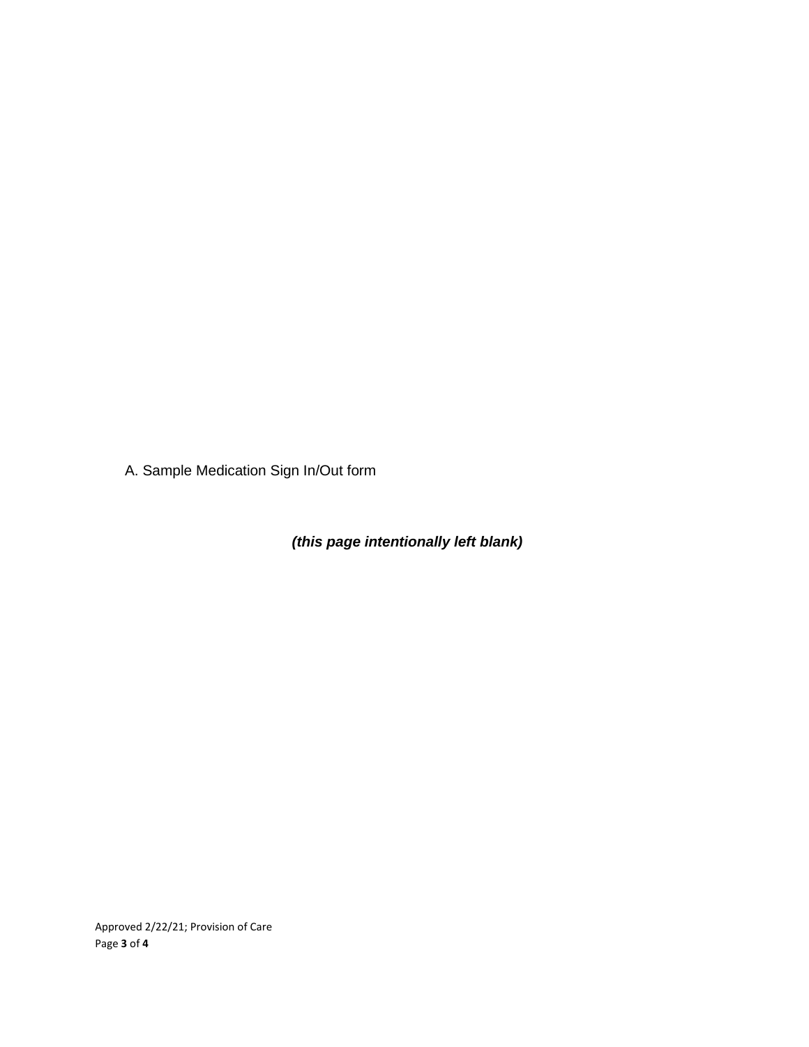A. Sample Medication Sign In/Out form

***(this page intentionally left blank)***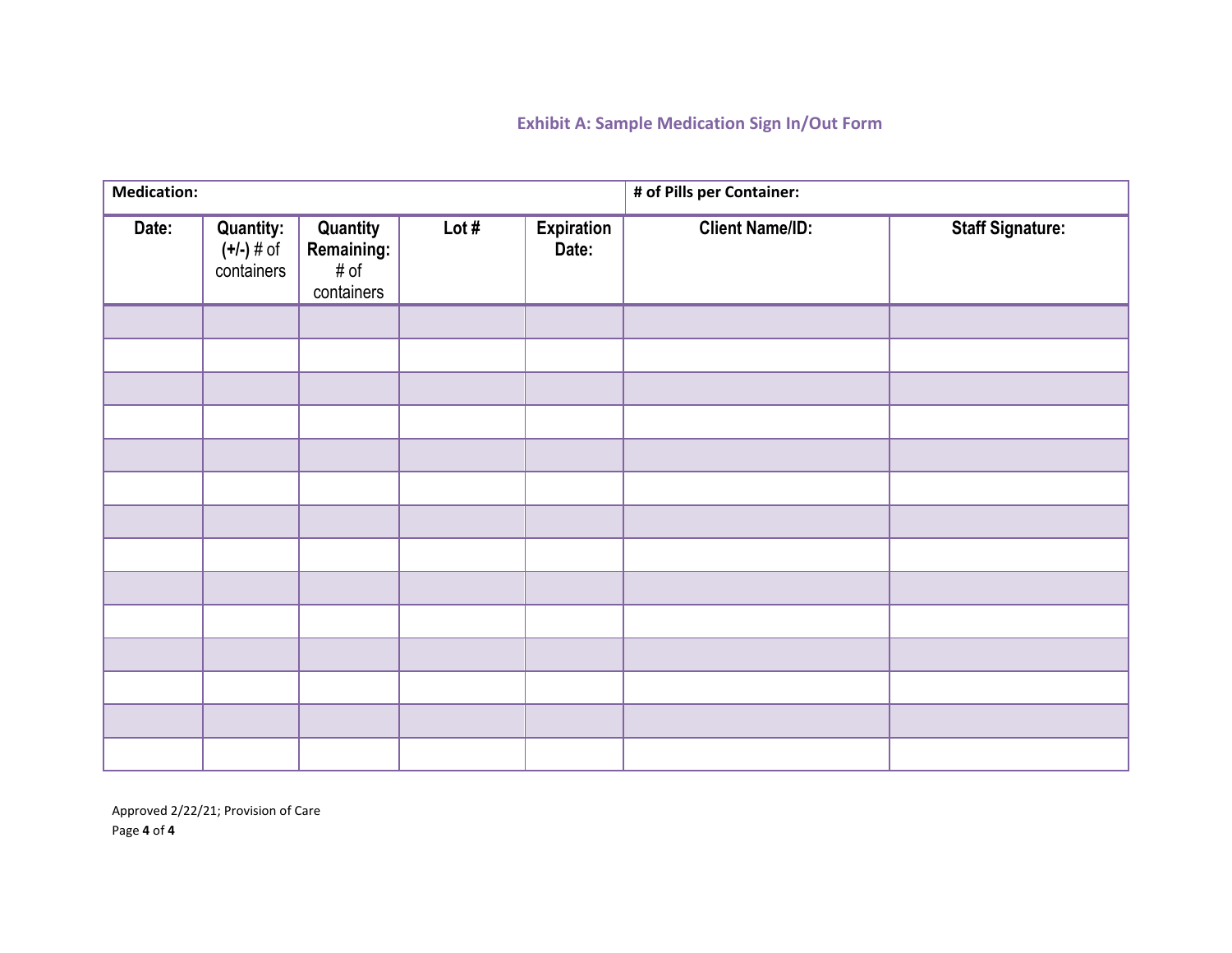## Exhibit A: Sample Medication Sign In/Out Form

| **Medication:** | | | | | **# of Pills per Container:** | |
|---|---|---|---|---|---|---|
| **Date:** | **Quantity: (+/-)** # of containers | **Quantity Remaining:** # of containers | **Lot #** | **Expiration Date:** | **Client Name/ID:** | **Staff Signature:** |
| | | | | | | |
| | | | | | | |
| | | | | | | |
| | | | | | | |
| | | | | | | |
| | | | | | | |
| | | | | | | |
| | | | | | | |
| | | | | | | |
| | | | | | | |
| | | | | | | |
| | | | | | | |
| | | | | | | |
| | | | | | | |

Approved 2/22/21; Provision of Care